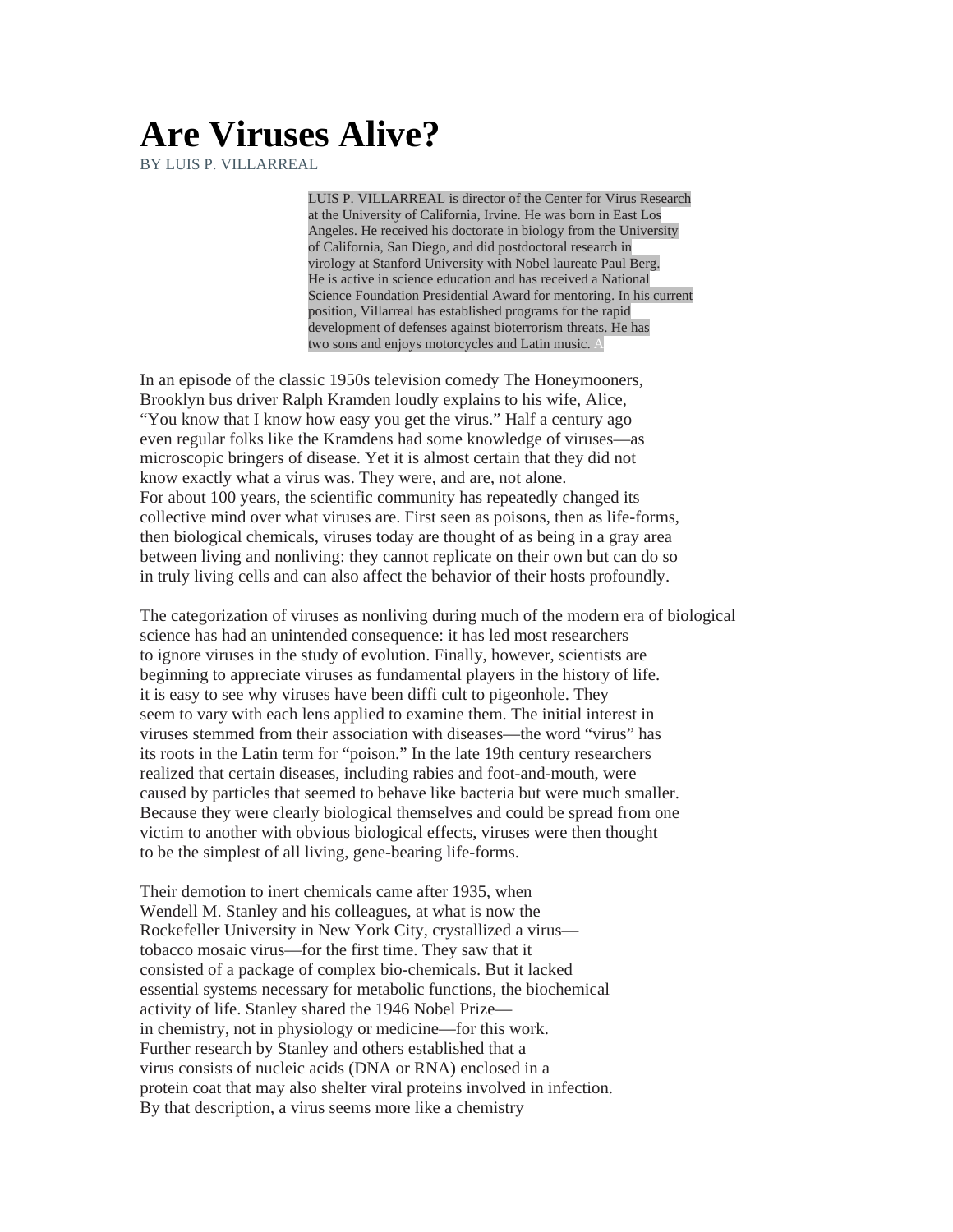# Are Viruses Alive?

BY LUIS P. VILLARREAL

LUIS P. VILLARREAL is director of the Center for Virus Research at the University of California, Irvine. He was born in East Los Angeles. He received his doctorate in biology from the University of California, San Diego, and did postdoctoral research in virology at Stanford University with Nobel laureate Paul Berg. He is active in science education and has received a National Science Foundation Presidential Award for mentoring. In his current position, Villarreal has established programs for the rapid development of defenses against bioterrorism threats. He has two sons and enjoys motorcycles and Latin music. A

In an episode of the classic 1950s television comedy The Honeymooners, Brooklyn bus driver Ralph Kramden loudly explains to his wife, Alice, "You know that I know how easy you get the virus." Half a century ago even regular folks like the Kramdens had some knowledge of viruses—as microscopic bringers of disease. Yet it is almost certain that they did not know exactly what a virus was. They were, and are, not alone.

For about 100 years, the scientific community has repeatedly changed its collective mind over what viruses are. First seen as poisons, then as life-forms, then biological chemicals, viruses today are thought of as being in a gray area between living and nonliving: they cannot replicate on their own but can do so in truly living cells and can also affect the behavior of their hosts profoundly.

The categorization of viruses as nonliving during much of the modern era of biological science has had an unintended consequence: it has led most researchers to ignore viruses in the study of evolution. Finally, however, scientists are beginning to appreciate viruses as fundamental players in the history of life. it is easy to see why viruses have been diffi cult to pigeonhole. They seem to vary with each lens applied to examine them. The initial interest in viruses stemmed from their association with diseases—the word "virus" has its roots in the Latin term for "poison." In the late 19th century researchers realized that certain diseases, including rabies and foot-and-mouth, were caused by particles that seemed to behave like bacteria but were much smaller. Because they were clearly biological themselves and could be spread from one victim to another with obvious biological effects, viruses were then thought to be the simplest of all living, gene-bearing life-forms.

Their demotion to inert chemicals came after 1935, when Wendell M. Stanley and his colleagues, at what is now the Rockefeller University in New York City, crystallized a virus—tobacco mosaic virus—for the first time. They saw that it consisted of a package of complex bio-chemicals. But it lacked essential systems necessary for metabolic functions, the biochemical activity of life. Stanley shared the 1946 Nobel Prize—in chemistry, not in physiology or medicine—for this work. Further research by Stanley and others established that a virus consists of nucleic acids (DNA or RNA) enclosed in a protein coat that may also shelter viral proteins involved in infection. By that description, a virus seems more like a chemistry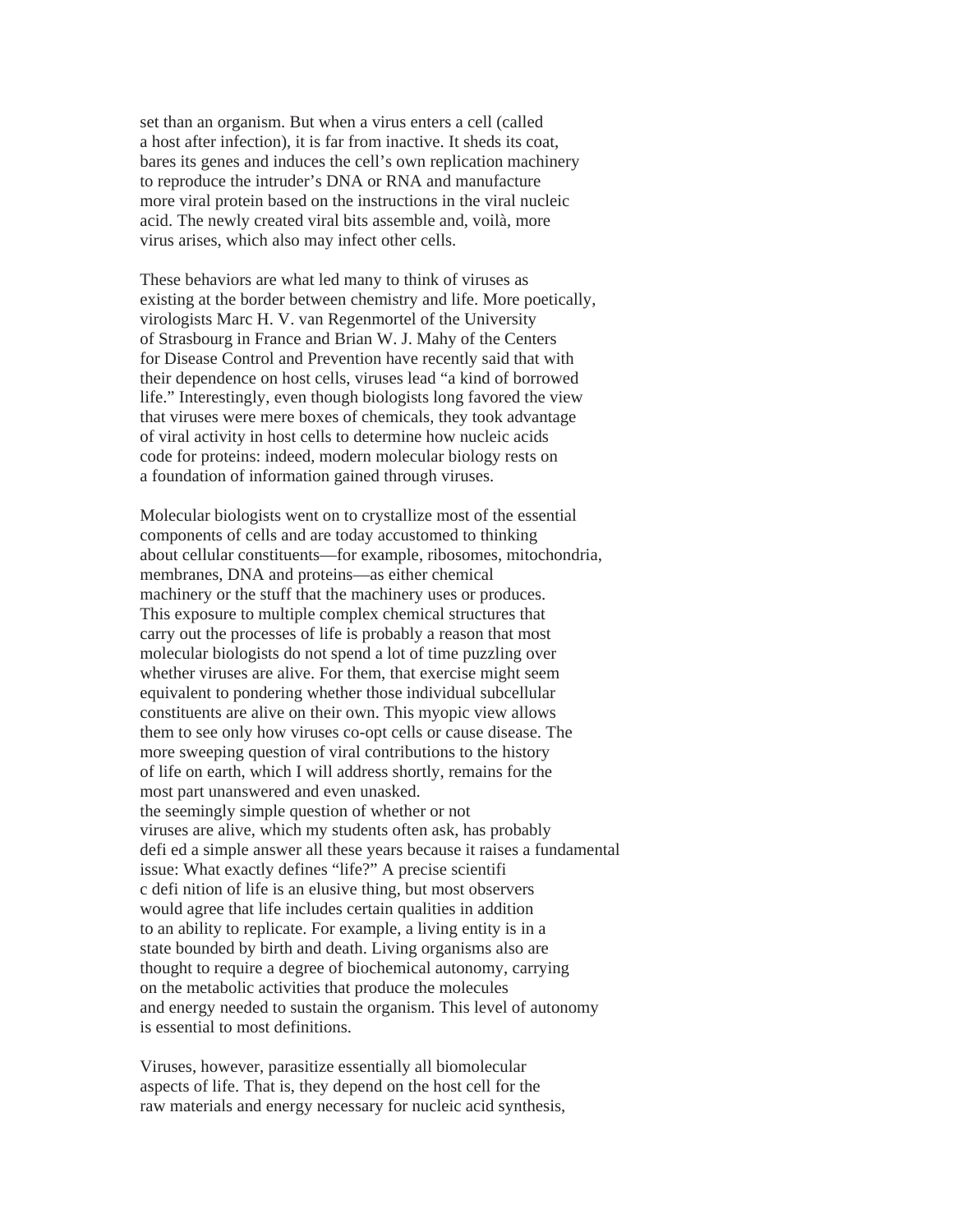set than an organism. But when a virus enters a cell (called a host after infection), it is far from inactive. It sheds its coat, bares its genes and induces the cell's own replication machinery to reproduce the intruder's DNA or RNA and manufacture more viral protein based on the instructions in the viral nucleic acid. The newly created viral bits assemble and, voilà, more virus arises, which also may infect other cells.

These behaviors are what led many to think of viruses as existing at the border between chemistry and life. More poetically, virologists Marc H. V. van Regenmortel of the University of Strasbourg in France and Brian W. J. Mahy of the Centers for Disease Control and Prevention have recently said that with their dependence on host cells, viruses lead "a kind of borrowed life." Interestingly, even though biologists long favored the view that viruses were mere boxes of chemicals, they took advantage of viral activity in host cells to determine how nucleic acids code for proteins: indeed, modern molecular biology rests on a foundation of information gained through viruses.

Molecular biologists went on to crystallize most of the essential components of cells and are today accustomed to thinking about cellular constituents—for example, ribosomes, mitochondria, membranes, DNA and proteins—as either chemical machinery or the stuff that the machinery uses or produces. This exposure to multiple complex chemical structures that carry out the processes of life is probably a reason that most molecular biologists do not spend a lot of time puzzling over whether viruses are alive. For them, that exercise might seem equivalent to pondering whether those individual subcellular constituents are alive on their own. This myopic view allows them to see only how viruses co-opt cells or cause disease. The more sweeping question of viral contributions to the history of life on earth, which I will address shortly, remains for the most part unanswered and even unasked.
the seemingly simple question of whether or not viruses are alive, which my students often ask, has probably defi ed a simple answer all these years because it raises a fundamental issue: What exactly defines "life?" A precise scientifi c defi nition of life is an elusive thing, but most observers would agree that life includes certain qualities in addition to an ability to replicate. For example, a living entity is in a state bounded by birth and death. Living organisms also are thought to require a degree of biochemical autonomy, carrying on the metabolic activities that produce the molecules and energy needed to sustain the organism. This level of autonomy is essential to most definitions.

Viruses, however, parasitize essentially all biomolecular aspects of life. That is, they depend on the host cell for the raw materials and energy necessary for nucleic acid synthesis,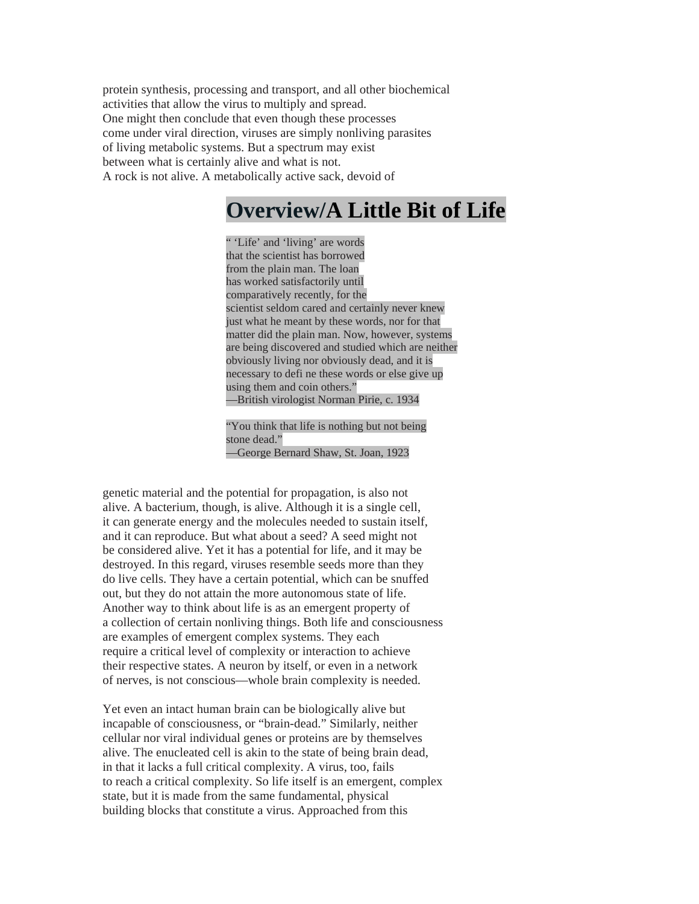protein synthesis, processing and transport, and all other biochemical activities that allow the virus to multiply and spread. One might then conclude that even though these processes come under viral direction, viruses are simply nonliving parasites of living metabolic systems. But a spectrum may exist between what is certainly alive and what is not. A rock is not alive. A metabolically active sack, devoid of genetic material and the potential for propagation, is also not alive. A bacterium, though, is alive. Although it is a single cell, it can generate energy and the molecules needed to sustain itself, and it can reproduce. But what about a seed? A seed might not be considered alive. Yet it has a potential for life, and it may be destroyed. In this regard, viruses resemble seeds more than they do live cells. They have a certain potential, which can be snuffed out, but they do not attain the more autonomous state of life. Another way to think about life is as an emergent property of a collection of certain nonliving things. Both life and consciousness are examples of emergent complex systems. They each require a critical level of complexity or interaction to achieve their respective states. A neuron by itself, or even in a network of nerves, is not conscious—whole brain complexity is needed.

## Overview/A Little Bit of Life

" 'Life' and 'living' are words that the scientist has borrowed from the plain man. The loan has worked satisfactorily until comparatively recently, for the scientist seldom cared and certainly never knew just what he meant by these words, nor for that matter did the plain man. Now, however, systems are being discovered and studied which are neither obviously living nor obviously dead, and it is necessary to defi ne these words or else give up using them and coin others."
—British virologist Norman Pirie, c. 1934

"You think that life is nothing but not being stone dead."
—George Bernard Shaw, St. Joan, 1923

Yet even an intact human brain can be biologically alive but incapable of consciousness, or "brain-dead." Similarly, neither cellular nor viral individual genes or proteins are by themselves alive. The enucleated cell is akin to the state of being brain dead, in that it lacks a full critical complexity. A virus, too, fails to reach a critical complexity. So life itself is an emergent, complex state, but it is made from the same fundamental, physical building blocks that constitute a virus. Approached from this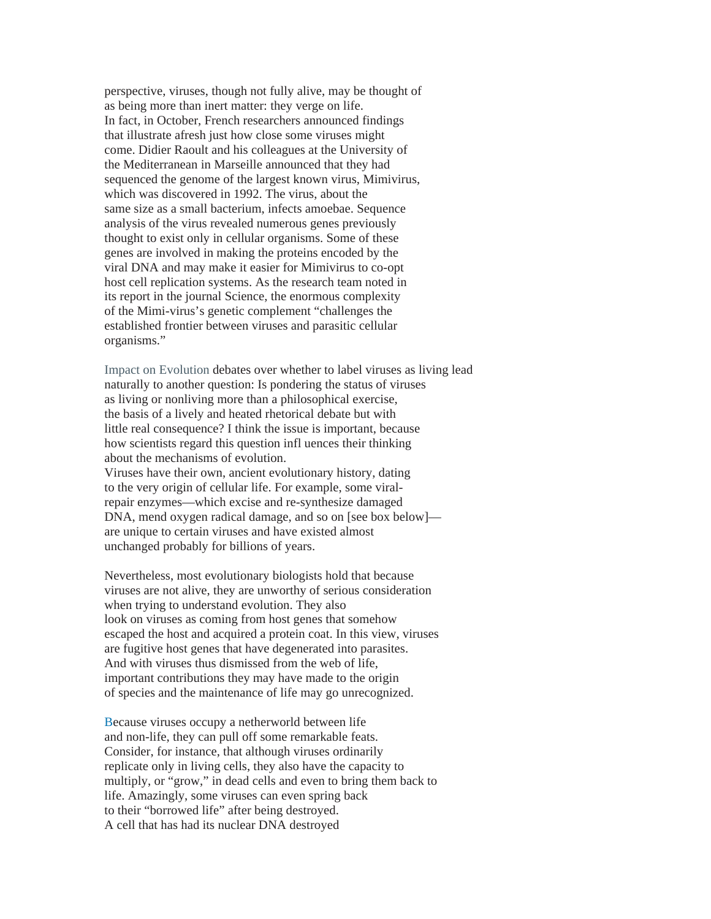perspective, viruses, though not fully alive, may be thought of as being more than inert matter: they verge on life.
In fact, in October, French researchers announced findings that illustrate afresh just how close some viruses might come. Didier Raoult and his colleagues at the University of the Mediterranean in Marseille announced that they had sequenced the genome of the largest known virus, Mimivirus, which was discovered in 1992. The virus, about the same size as a small bacterium, infects amoebae. Sequence analysis of the virus revealed numerous genes previously thought to exist only in cellular organisms. Some of these genes are involved in making the proteins encoded by the viral DNA and may make it easier for Mimivirus to co-opt host cell replication systems. As the research team noted in its report in the journal Science, the enormous complexity of the Mimi-virus's genetic complement "challenges the established frontier between viruses and parasitic cellular organisms."

Impact on Evolution debates over whether to label viruses as living lead naturally to another question: Is pondering the status of viruses as living or nonliving more than a philosophical exercise, the basis of a lively and heated rhetorical debate but with little real consequence? I think the issue is important, because how scientists regard this question infl uences their thinking about the mechanisms of evolution.
Viruses have their own, ancient evolutionary history, dating to the very origin of cellular life. For example, some viral-repair enzymes—which excise and re-synthesize damaged DNA, mend oxygen radical damage, and so on [see box below]—are unique to certain viruses and have existed almost unchanged probably for billions of years.

Nevertheless, most evolutionary biologists hold that because viruses are not alive, they are unworthy of serious consideration when trying to understand evolution. They also look on viruses as coming from host genes that somehow escaped the host and acquired a protein coat. In this view, viruses are fugitive host genes that have degenerated into parasites. And with viruses thus dismissed from the web of life, important contributions they may have made to the origin of species and the maintenance of life may go unrecognized.

Because viruses occupy a netherworld between life and non-life, they can pull off some remarkable feats. Consider, for instance, that although viruses ordinarily replicate only in living cells, they also have the capacity to multiply, or "grow," in dead cells and even to bring them back to life. Amazingly, some viruses can even spring back to their "borrowed life" after being destroyed.
A cell that has had its nuclear DNA destroyed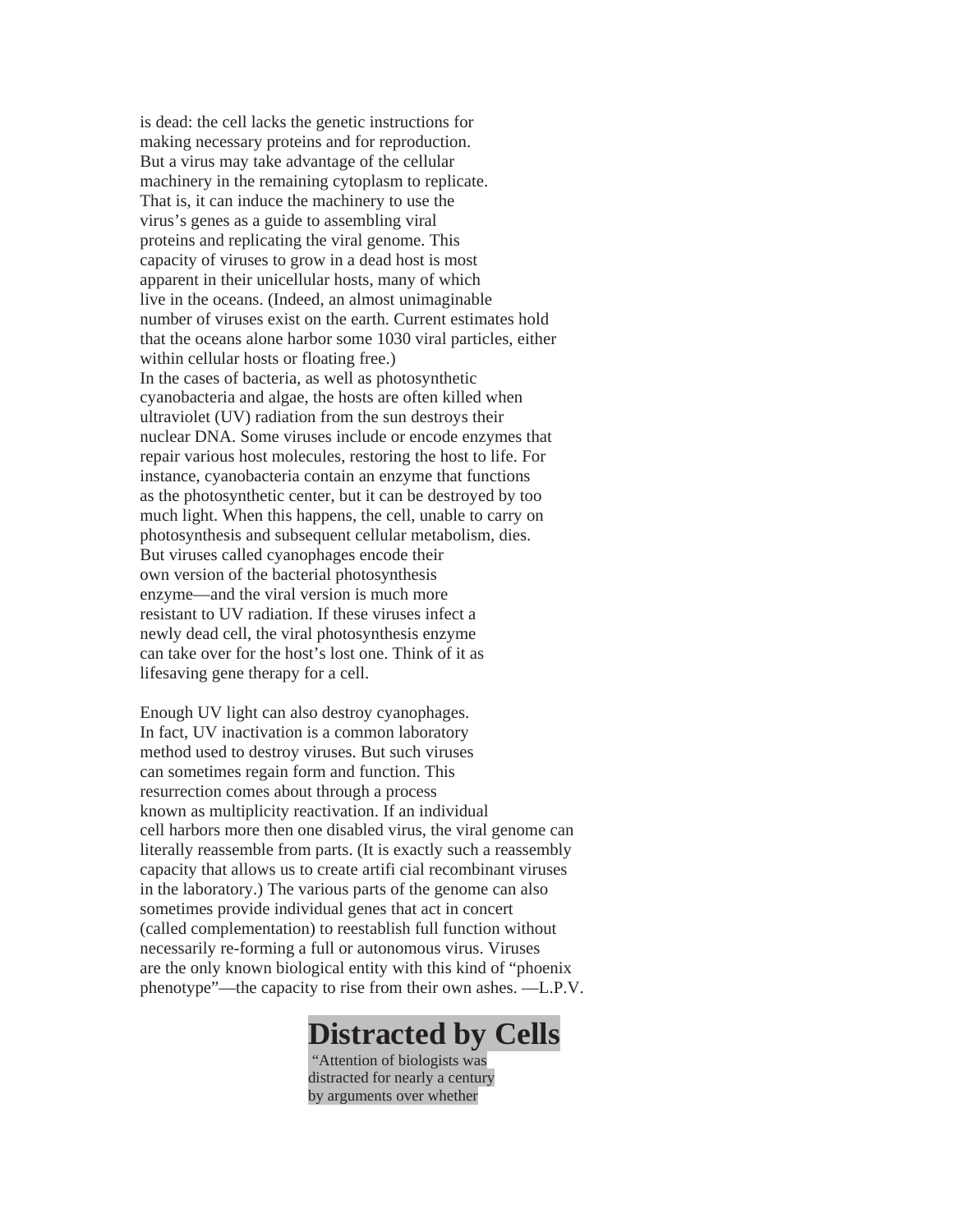is dead: the cell lacks the genetic instructions for making necessary proteins and for reproduction. But a virus may take advantage of the cellular machinery in the remaining cytoplasm to replicate. That is, it can induce the machinery to use the virus's genes as a guide to assembling viral proteins and replicating the viral genome. This capacity of viruses to grow in a dead host is most apparent in their unicellular hosts, many of which live in the oceans. (Indeed, an almost unimaginable number of viruses exist on the earth. Current estimates hold that the oceans alone harbor some 1030 viral particles, either within cellular hosts or floating free.)

In the cases of bacteria, as well as photosynthetic cyanobacteria and algae, the hosts are often killed when ultraviolet (UV) radiation from the sun destroys their nuclear DNA. Some viruses include or encode enzymes that repair various host molecules, restoring the host to life. For instance, cyanobacteria contain an enzyme that functions as the photosynthetic center, but it can be destroyed by too much light. When this happens, the cell, unable to carry on photosynthesis and subsequent cellular metabolism, dies. But viruses called cyanophages encode their own version of the bacterial photosynthesis enzyme—and the viral version is much more resistant to UV radiation. If these viruses infect a newly dead cell, the viral photosynthesis enzyme can take over for the host's lost one. Think of it as lifesaving gene therapy for a cell.

Enough UV light can also destroy cyanophages. In fact, UV inactivation is a common laboratory method used to destroy viruses. But such viruses can sometimes regain form and function. This resurrection comes about through a process known as multiplicity reactivation. If an individual cell harbors more then one disabled virus, the viral genome can literally reassemble from parts. (It is exactly such a reassembly capacity that allows us to create artifi cial recombinant viruses in the laboratory.) The various parts of the genome can also sometimes provide individual genes that act in concert (called complementation) to reestablish full function without necessarily re-forming a full or autonomous virus. Viruses are the only known biological entity with this kind of "phoenix phenotype"—the capacity to rise from their own ashes. —L.P.V.

## Distracted by Cells

"Attention of biologists was distracted for nearly a century by arguments over whether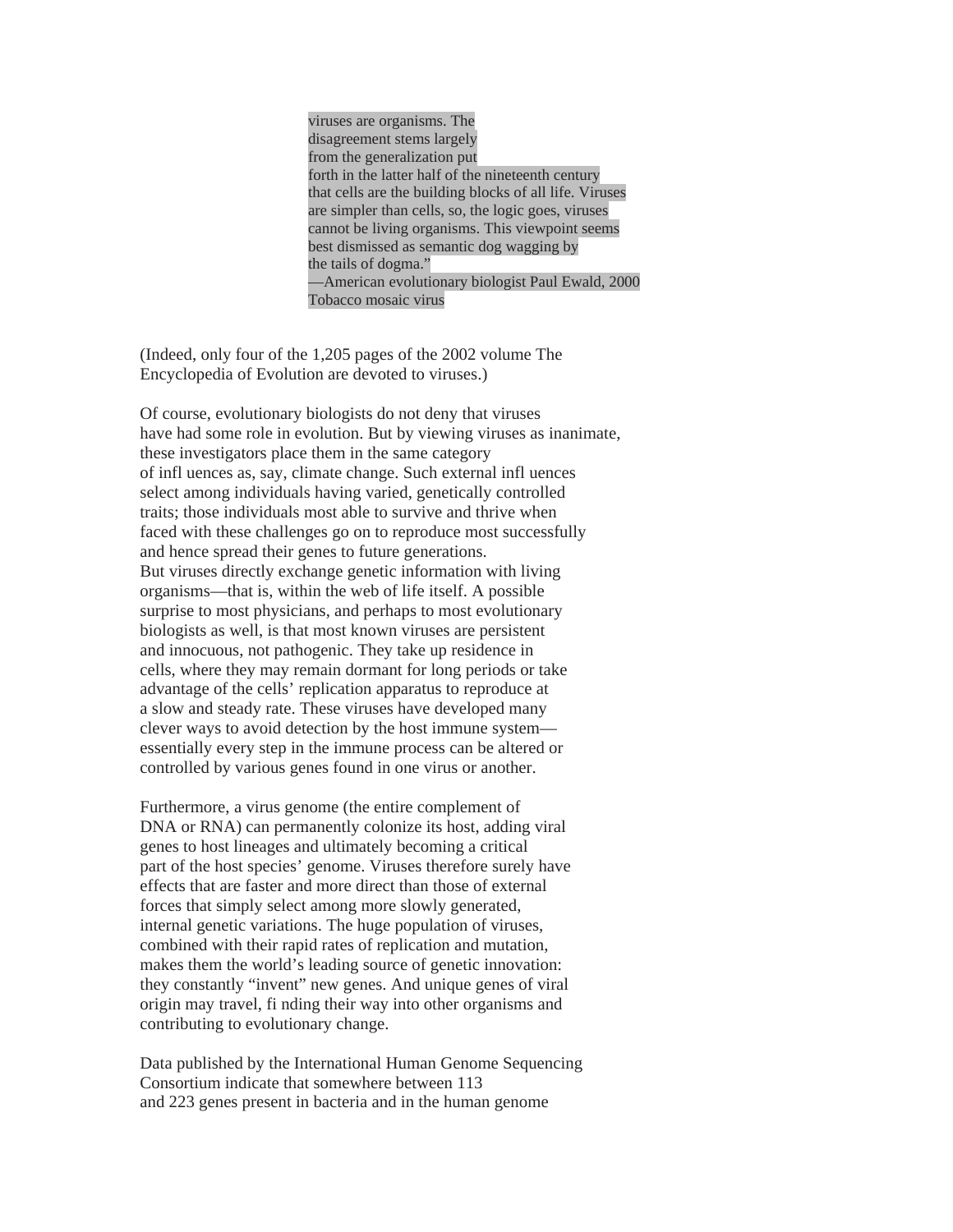viruses are organisms. The disagreement stems largely from the generalization put forth in the latter half of the nineteenth century that cells are the building blocks of all life. Viruses are simpler than cells, so, the logic goes, viruses cannot be living organisms. This viewpoint seems best dismissed as semantic dog wagging by the tails of dogma."
—American evolutionary biologist Paul Ewald, 2000

Tobacco mosaic virus

(Indeed, only four of the 1,205 pages of the 2002 volume The Encyclopedia of Evolution are devoted to viruses.)

Of course, evolutionary biologists do not deny that viruses have had some role in evolution. But by viewing viruses as inanimate, these investigators place them in the same category of infl uences as, say, climate change. Such external infl uences select among individuals having varied, genetically controlled traits; those individuals most able to survive and thrive when faced with these challenges go on to reproduce most successfully and hence spread their genes to future generations.
But viruses directly exchange genetic information with living organisms—that is, within the web of life itself. A possible surprise to most physicians, and perhaps to most evolutionary biologists as well, is that most known viruses are persistent and innocuous, not pathogenic. They take up residence in cells, where they may remain dormant for long periods or take advantage of the cells' replication apparatus to reproduce at a slow and steady rate. These viruses have developed many clever ways to avoid detection by the host immune system—essentially every step in the immune process can be altered or controlled by various genes found in one virus or another.

Furthermore, a virus genome (the entire complement of DNA or RNA) can permanently colonize its host, adding viral genes to host lineages and ultimately becoming a critical part of the host species' genome. Viruses therefore surely have effects that are faster and more direct than those of external forces that simply select among more slowly generated, internal genetic variations. The huge population of viruses, combined with their rapid rates of replication and mutation, makes them the world's leading source of genetic innovation: they constantly "invent" new genes. And unique genes of viral origin may travel, fi nding their way into other organisms and contributing to evolutionary change.

Data published by the International Human Genome Sequencing Consortium indicate that somewhere between 113 and 223 genes present in bacteria and in the human genome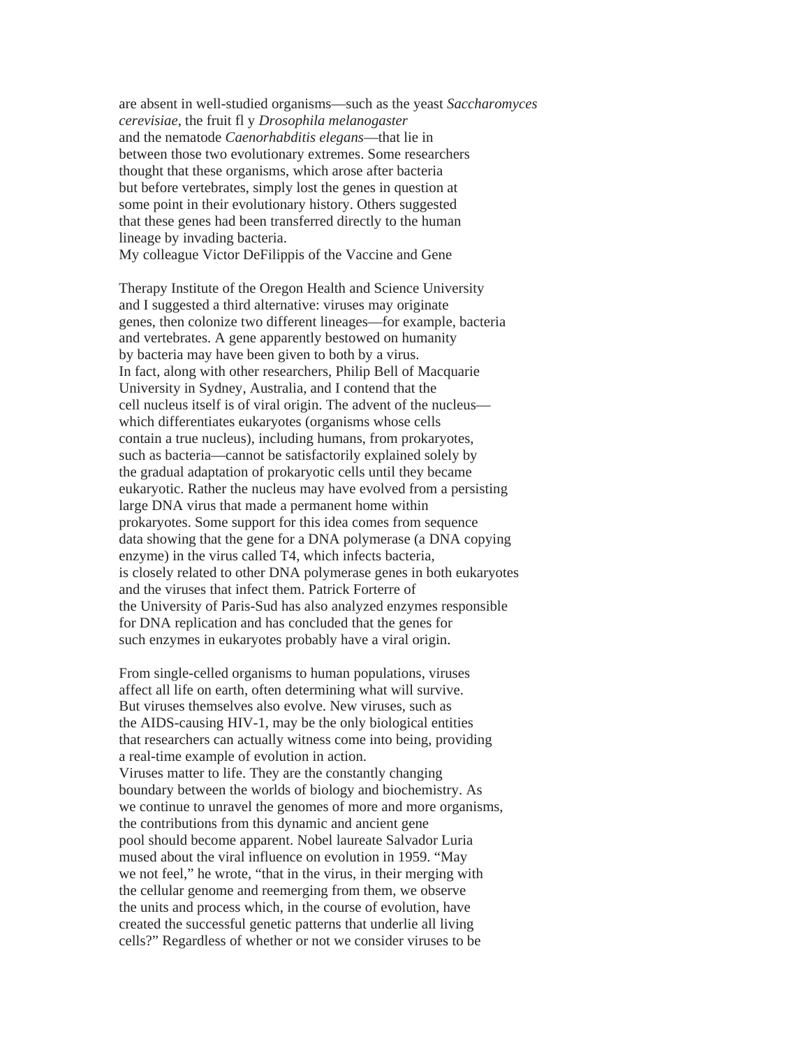are absent in well-studied organisms—such as the yeast *Saccharomyces cerevisiae*, the fruit fl y *Drosophila melanogaster* and the nematode *Caenorhabditis elegans*—that lie in between those two evolutionary extremes. Some researchers thought that these organisms, which arose after bacteria but before vertebrates, simply lost the genes in question at some point in their evolutionary history. Others suggested that these genes had been transferred directly to the human lineage by invading bacteria.

My colleague Victor DeFilippis of the Vaccine and Gene Therapy Institute of the Oregon Health and Science University and I suggested a third alternative: viruses may originate genes, then colonize two different lineages—for example, bacteria and vertebrates. A gene apparently bestowed on humanity by bacteria may have been given to both by a virus.

In fact, along with other researchers, Philip Bell of Macquarie University in Sydney, Australia, and I contend that the cell nucleus itself is of viral origin. The advent of the nucleus—which differentiates eukaryotes (organisms whose cells contain a true nucleus), including humans, from prokaryotes, such as bacteria—cannot be satisfactorily explained solely by the gradual adaptation of prokaryotic cells until they became eukaryotic. Rather the nucleus may have evolved from a persisting large DNA virus that made a permanent home within prokaryotes. Some support for this idea comes from sequence data showing that the gene for a DNA polymerase (a DNA copying enzyme) in the virus called T4, which infects bacteria, is closely related to other DNA polymerase genes in both eukaryotes and the viruses that infect them. Patrick Forterre of the University of Paris-Sud has also analyzed enzymes responsible for DNA replication and has concluded that the genes for such enzymes in eukaryotes probably have a viral origin.

From single-celled organisms to human populations, viruses affect all life on earth, often determining what will survive. But viruses themselves also evolve. New viruses, such as the AIDS-causing HIV-1, may be the only biological entities that researchers can actually witness come into being, providing a real-time example of evolution in action.

Viruses matter to life. They are the constantly changing boundary between the worlds of biology and biochemistry. As we continue to unravel the genomes of more and more organisms, the contributions from this dynamic and ancient gene pool should become apparent. Nobel laureate Salvador Luria mused about the viral influence on evolution in 1959. "May we not feel," he wrote, "that in the virus, in their merging with the cellular genome and reemerging from them, we observe the units and process which, in the course of evolution, have created the successful genetic patterns that underlie all living cells?" Regardless of whether or not we consider viruses to be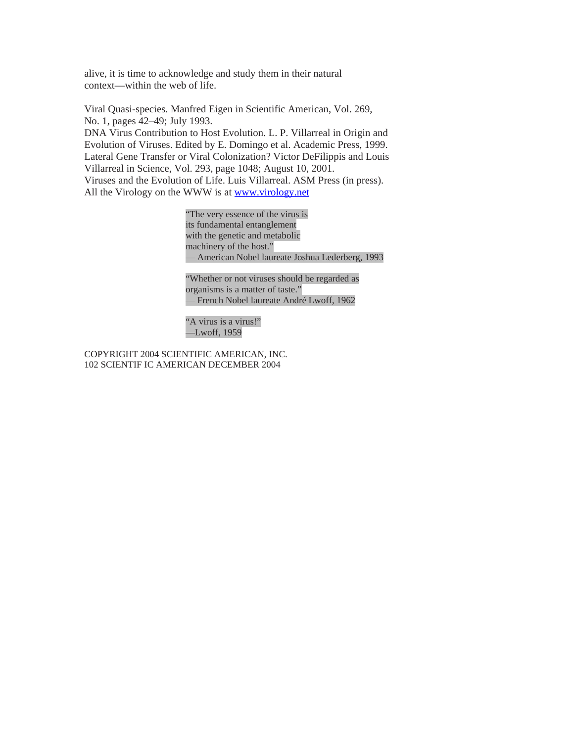alive, it is time to acknowledge and study them in their natural context—within the web of life.

Viral Quasi-species. Manfred Eigen in Scientific American, Vol. 269, No. 1, pages 42–49; July 1993.
DNA Virus Contribution to Host Evolution. L. P. Villarreal in Origin and Evolution of Viruses. Edited by E. Domingo et al. Academic Press, 1999.
Lateral Gene Transfer or Viral Colonization? Victor DeFilippis and Louis Villarreal in Science, Vol. 293, page 1048; August 10, 2001.
Viruses and the Evolution of Life. Luis Villarreal. ASM Press (in press).
All the Virology on the WWW is at www.virology.net

"The very essence of the virus is its fundamental entanglement with the genetic and metabolic machinery of the host."
— American Nobel laureate Joshua Lederberg, 1993

"Whether or not viruses should be regarded as organisms is a matter of taste."
— French Nobel laureate André Lwoff, 1962

"A virus is a virus!"
—Lwoff, 1959

COPYRIGHT 2004 SCIENTIFIC AMERICAN, INC.